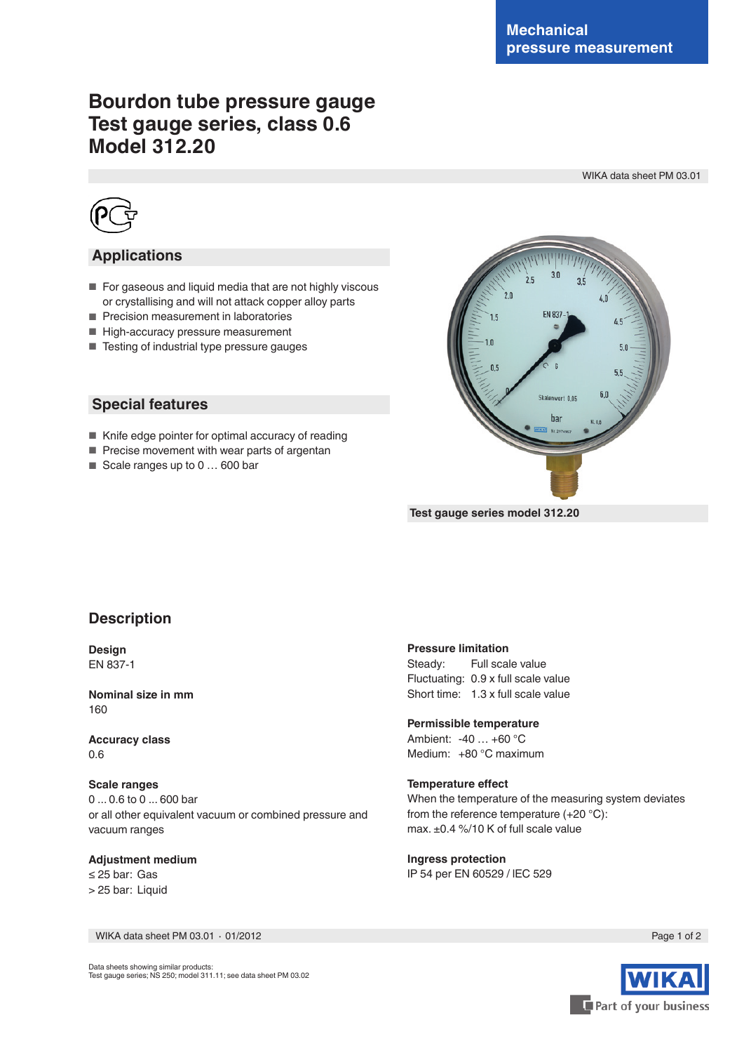Mechanical pressure measurement

# Bourdon tube pressure gauge Test gauge series, class 0.6 Model 312.20

WIKA data sheet PM 03.01

## Applications

- For gaseous and liquid media that are not highly viscous or crystallising and will not attack copper alloy parts
- Precision measurement in laboratories
- High-accuracy pressure measurement
- Testing of industrial type pressure gauges

## Special features

- Knife edge pointer for optimal accuracy of reading
- Precise movement with wear parts of argentan
- Scale ranges up to 0 … 600 bar

Test gauge series model 312.20

## Description

**Design**
EN 837-1

**Nominal size in mm**
160

**Accuracy class**
0.6

**Scale ranges**
0 ... 0.6 to 0 ... 600 bar
or all other equivalent vacuum or combined pressure and vacuum ranges

**Adjustment medium**
≤ 25 bar: Gas
> 25 bar: Liquid

**Pressure limitation**
Steady: Full scale value
Fluctuating: 0.9 x full scale value
Short time: 1.3 x full scale value

**Permissible temperature**
Ambient: -40 … +60 °C
Medium: +80 °C maximum

**Temperature effect**
When the temperature of the measuring system deviates from the reference temperature (+20 °C):
max. ±0.4 %/10 K of full scale value

**Ingress protection**
IP 54 per EN 60529 / IEC 529

Data sheets showing similar products:
Test gauge series; NS 250; model 311.11; see data sheet PM 03.02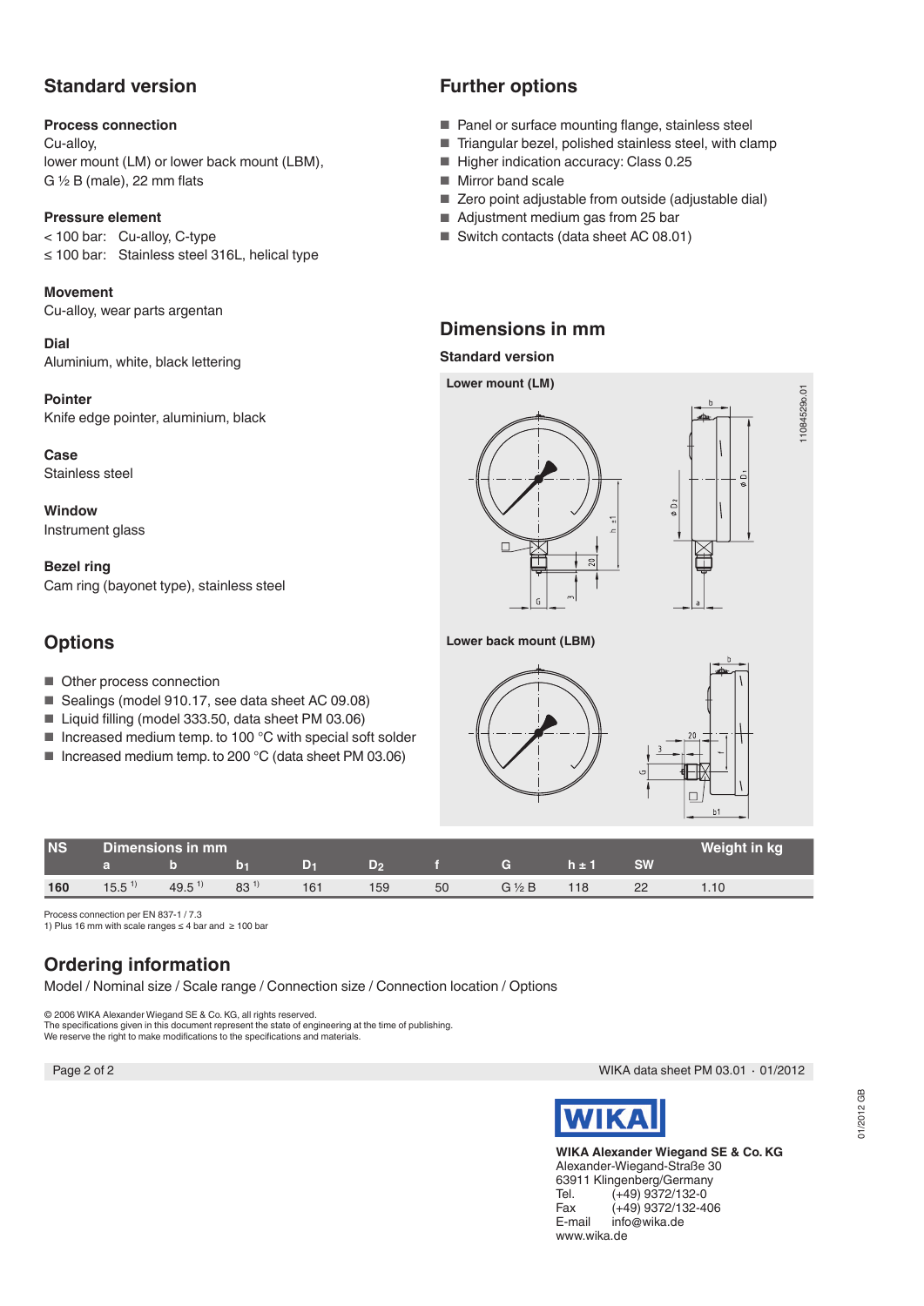## Standard version

**Process connection**
Cu-alloy,
lower mount (LM) or lower back mount (LBM),
G ½ B (male), 22 mm flats

**Pressure element**
< 100 bar: Cu-alloy, C-type
≤ 100 bar: Stainless steel 316L, helical type

**Movement**
Cu-alloy, wear parts argentan

**Dial**
Aluminium, white, black lettering

**Pointer**
Knife edge pointer, aluminium, black

**Case**
Stainless steel

**Window**
Instrument glass

**Bezel ring**
Cam ring (bayonet type), stainless steel

## Options

- Other process connection
- Sealings (model 910.17, see data sheet AC 09.08)
- Liquid filling (model 333.50, data sheet PM 03.06)
- Increased medium temp. to 100 °C with special soft solder
- Increased medium temp. to 200 °C (data sheet PM 03.06)

## Further options

- Panel or surface mounting flange, stainless steel
- Triangular bezel, polished stainless steel, with clamp
- Higher indication accuracy: Class 0.25
- Mirror band scale
- Zero point adjustable from outside (adjustable dial)
- Adjustment medium gas from 25 bar
- Switch contacts (data sheet AC 08.01)

## Dimensions in mm

**Standard version**

**Lower mount (LM)**

**Lower back mount (LBM)**

1108452900.01

| NS | Dimensions in mm | | | | | | | | | Weight in kg |
|---|---|---|---|---|---|---|---|---|---|---|
| | a | b | $b_1$ | $D_1$ | $D_2$ | f | G | h ± 1 | SW | |
| 160 | 15.5 [1] | 49.5 [1] | 83 [1] | 161 | 159 | 50 | G ½ B | 118 | 22 | 1.10 |

Process connection per EN 837-1 / 7.3
1) Plus 16 mm with scale ranges ≤ 4 bar and ≥ 100 bar

## Ordering information

Model / Nominal size / Scale range / Connection size / Connection location / Options

© 2006 WIKA Alexander Wiegand SE & Co. KG, all rights reserved.
The specifications given in this document represent the state of engineering at the time of publishing.
We reserve the right to make modifications to the specifications and materials.

WIKA data sheet PM 03.01 · 01/2012

**WIKA Alexander Wiegand SE & Co. KG**
Alexander-Wiegand-Straße 30
63911 Klingenberg/Germany
Tel. (+49) 9372/132-0
Fax (+49) 9372/132-406
E-mail info@wika.de
www.wika.de

01/2012 GB